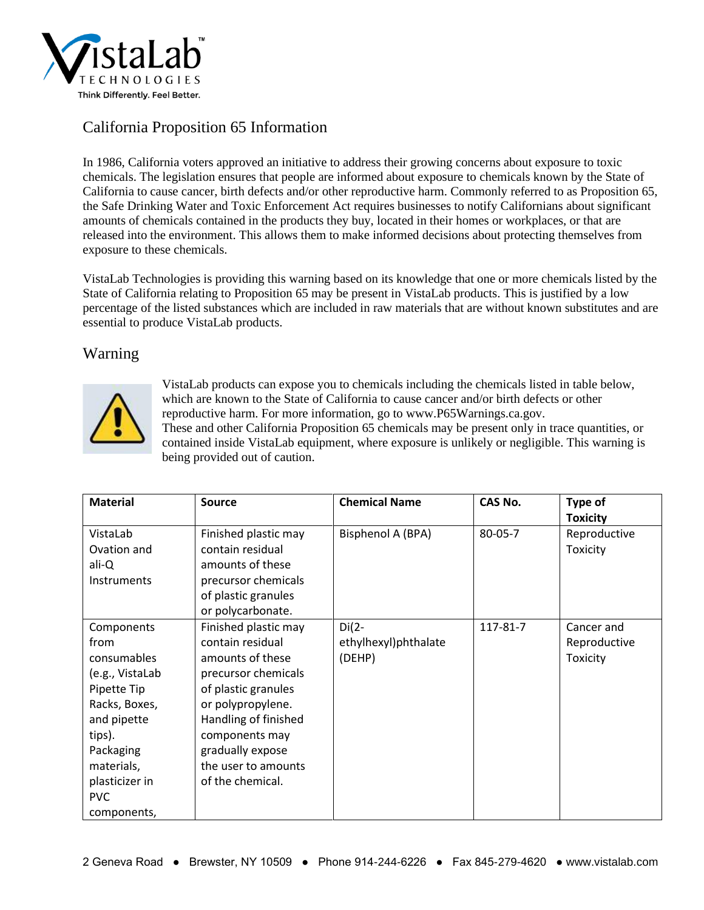# California Proposition 65 Information

In 1986, California voters approved an initiative to address their growing concerns about exposure to toxic chemicals. The legislation ensures that people are informed about exposure to chemicals known by the State of California to cause cancer, birth defects and/or other reproductive harm. Commonly referred to as Proposition 65, the Safe Drinking Water and Toxic Enforcement Act requires businesses to notify Californians about significant amounts of chemicals contained in the products they buy, located in their homes or workplaces, or that are released into the environment. This allows them to make informed decisions about protecting themselves from exposure to these chemicals.

VistaLab Technologies is providing this warning based on its knowledge that one or more chemicals listed by the State of California relating to Proposition 65 may be present in VistaLab products. This is justified by a low percentage of the listed substances which are included in raw materials that are without known substitutes and are essential to produce VistaLab products.

## Warning

VistaLab products can expose you to chemicals including the chemicals listed in table below, which are known to the State of California to cause cancer and/or birth defects or other reproductive harm. For more information, go to www.P65Warnings.ca.gov.
These and other California Proposition 65 chemicals may be present only in trace quantities, or contained inside VistaLab equipment, where exposure is unlikely or negligible. This warning is being provided out of caution.

| Material | Source | Chemical Name | CAS No. | Type of Toxicity |
|---|---|---|---|---|
| VistaLab Ovation and ali-Q Instruments | Finished plastic may contain residual amounts of these precursor chemicals of plastic granules or polycarbonate. | Bisphenol A (BPA) | 80-05-7 | Reproductive Toxicity |
| Components from consumables (e.g., VistaLab Pipette Tip Racks, Boxes, and pipette tips). Packaging materials, plasticizer in PVC components, | Finished plastic may contain residual amounts of these precursor chemicals of plastic granules or polypropylene. Handling of finished components may gradually expose the user to amounts of the chemical. | Di(2-ethylhexyl)phthalate (DEHP) | 117-81-7 | Cancer and Reproductive Toxicity |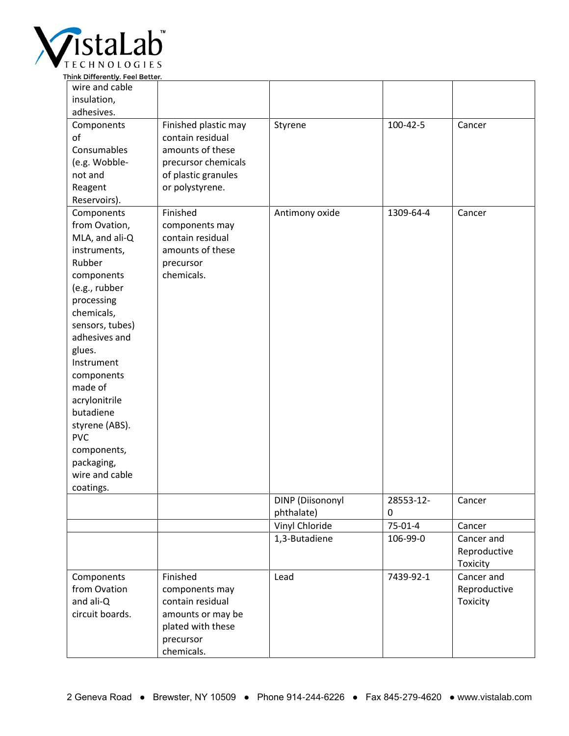| | | | | |
|---|---|---|---|---|
| wire and cable insulation, adhesives. | | | | |
| Components of Consumables (e.g. Wobble-not and Reagent Reservoirs). | Finished plastic may contain residual amounts of these precursor chemicals of plastic granules or polystyrene. | Styrene | 100-42-5 | Cancer |
| Components from Ovation, MLA, and ali-Q instruments, Rubber components (e.g., rubber processing chemicals, sensors, tubes) adhesives and glues. Instrument components made of acrylonitrile butadiene styrene (ABS). PVC components, packaging, wire and cable coatings. | Finished components may contain residual amounts of these precursor chemicals. | Antimony oxide | 1309-64-4 | Cancer |
| | | DINP (Diisononyl phthalate) | 28553-12-0 | Cancer |
| | | Vinyl Chloride | 75-01-4 | Cancer |
| | | 1,3-Butadiene | 106-99-0 | Cancer and Reproductive Toxicity |
| Components from Ovation and ali-Q circuit boards. | Finished components may contain residual amounts or may be plated with these precursor chemicals. | Lead | 7439-92-1 | Cancer and Reproductive Toxicity |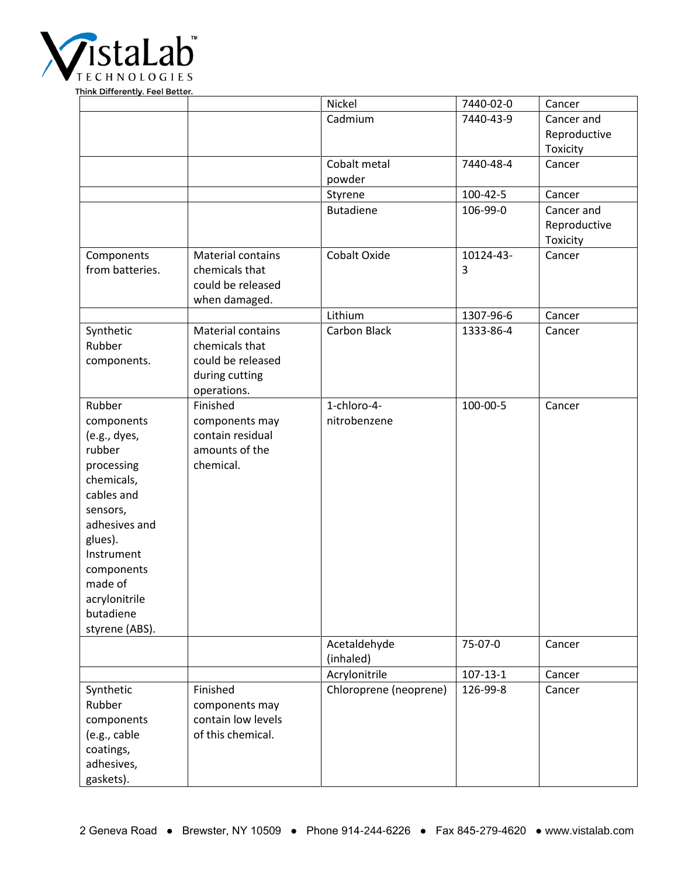| | | Nickel | 7440-02-0 | Cancer |
|---|---|---|---|---|
| | | Cadmium | 7440-43-9 | Cancer and Reproductive Toxicity |
| | | Cobalt metal powder | 7440-48-4 | Cancer |
| | | Styrene | 100-42-5 | Cancer |
| | | Butadiene | 106-99-0 | Cancer and Reproductive Toxicity |
| Components from batteries. | Material contains chemicals that could be released when damaged. | Cobalt Oxide | 10124-43-3 | Cancer |
| | | Lithium | 1307-96-6 | Cancer |
| Synthetic Rubber components. | Material contains chemicals that could be released during cutting operations. | Carbon Black | 1333-86-4 | Cancer |
| Rubber components (e.g., dyes, rubber processing chemicals, cables and sensors, adhesives and glues). Instrument components made of acrylonitrile butadiene styrene (ABS). | Finished components may contain residual amounts of the chemical. | 1-chloro-4-nitrobenzene | 100-00-5 | Cancer |
| | | Acetaldehyde (inhaled) | 75-07-0 | Cancer |
| | | Acrylonitrile | 107-13-1 | Cancer |
| Synthetic Rubber components (e.g., cable coatings, adhesives, gaskets). | Finished components may contain low levels of this chemical. | Chloroprene (neoprene) | 126-99-8 | Cancer |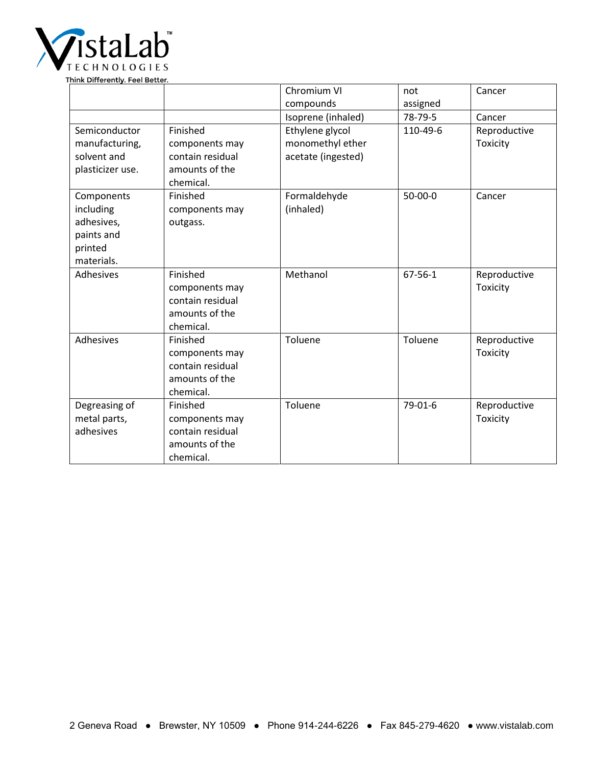| | | | | |
|---|---|---|---|---|
| | | Chromium VI compounds | not assigned | Cancer |
| | | Isoprene (inhaled) | 78-79-5 | Cancer |
| Semiconductor manufacturing, solvent and plasticizer use. | Finished components may contain residual amounts of the chemical. | Ethylene glycol monomethyl ether acetate (ingested) | 110-49-6 | Reproductive Toxicity |
| Components including adhesives, paints and printed materials. | Finished components may outgass. | Formaldehyde (inhaled) | 50-00-0 | Cancer |
| Adhesives | Finished components may contain residual amounts of the chemical. | Methanol | 67-56-1 | Reproductive Toxicity |
| Adhesives | Finished components may contain residual amounts of the chemical. | Toluene | Toluene | Reproductive Toxicity |
| Degreasing of metal parts, adhesives | Finished components may contain residual amounts of the chemical. | Toluene | 79-01-6 | Reproductive Toxicity |